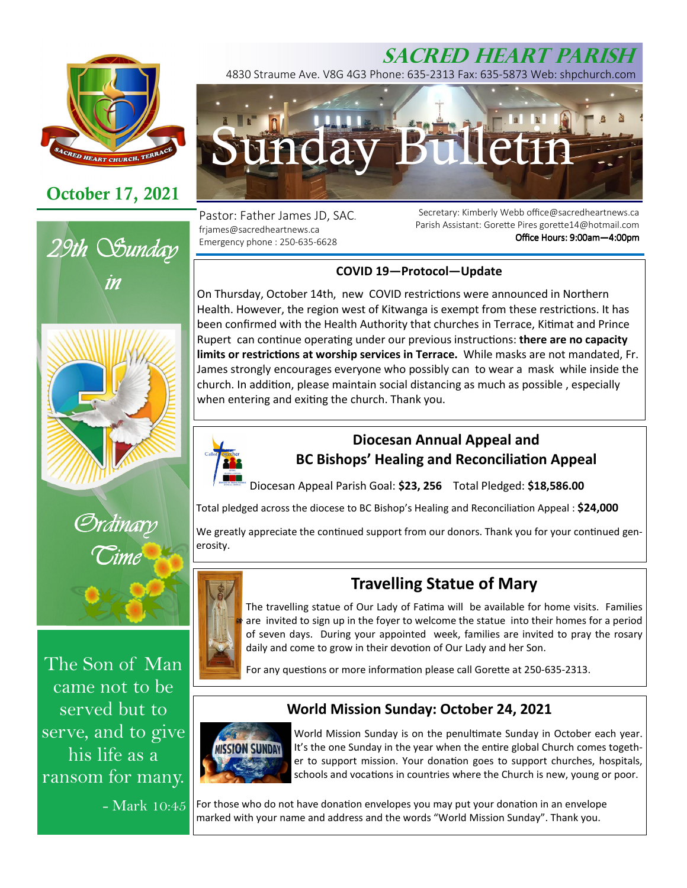# SACRED HEART PARISH

4830 Straume Ave. V8G 4G3 Phone: 635-2313 Fax: 635-5873 Web: shpchurch.com

## Sunday Bulletin

**October 17, 2021**

Pastor: Father James JD, SAC.
frjames@sacredheartnews.ca
Emergency phone : 250-635-6628

Secretary: Kimberly Webb office@sacredheartnews.ca
Parish Assistant: Gorette Pires gorette14@hotmail.com
**Office Hours: 9:00am—4:00pm**

*29th Sunday in Ordinary Time*

The Son of Man came not to be served but to serve, and to give his life as a ransom for many.

- Mark 10:45

### COVID 19—Protocol—Update

On Thursday, October 14th, new COVID restrictions were announced in Northern Health. However, the region west of Kitwanga is exempt from these restrictions. It has been confirmed with the Health Authority that churches in Terrace, Kitimat and Prince Rupert can continue operating under our previous instructions: **there are no capacity limits or restrictions at worship services in Terrace.** While masks are not mandated, Fr. James strongly encourages everyone who possibly can to wear a mask while inside the church. In addition, please maintain social distancing as much as possible , especially when entering and exiting the church. Thank you.

### Diocesan Annual Appeal and BC Bishops' Healing and Reconciliation Appeal

Diocesan Appeal Parish Goal: **$23, 256** Total Pledged: **$18,586.00**

Total pledged across the diocese to BC Bishop's Healing and Reconciliation Appeal : **$24,000**

We greatly appreciate the continued support from our donors. Thank you for your continued generosity.

### Travelling Statue of Mary

The travelling statue of Our Lady of Fatima will be available for home visits. Families are invited to sign up in the foyer to welcome the statue into their homes for a period of seven days. During your appointed week, families are invited to pray the rosary daily and come to grow in their devotion of Our Lady and her Son.

For any questions or more information please call Gorette at 250-635-2313.

### World Mission Sunday: October 24, 2021

World Mission Sunday is on the penultimate Sunday in October each year. It's the one Sunday in the year when the entire global Church comes together to support mission. Your donation goes to support churches, hospitals, schools and vocations in countries where the Church is new, young or poor.

For those who do not have donation envelopes you may put your donation in an envelope marked with your name and address and the words "World Mission Sunday". Thank you.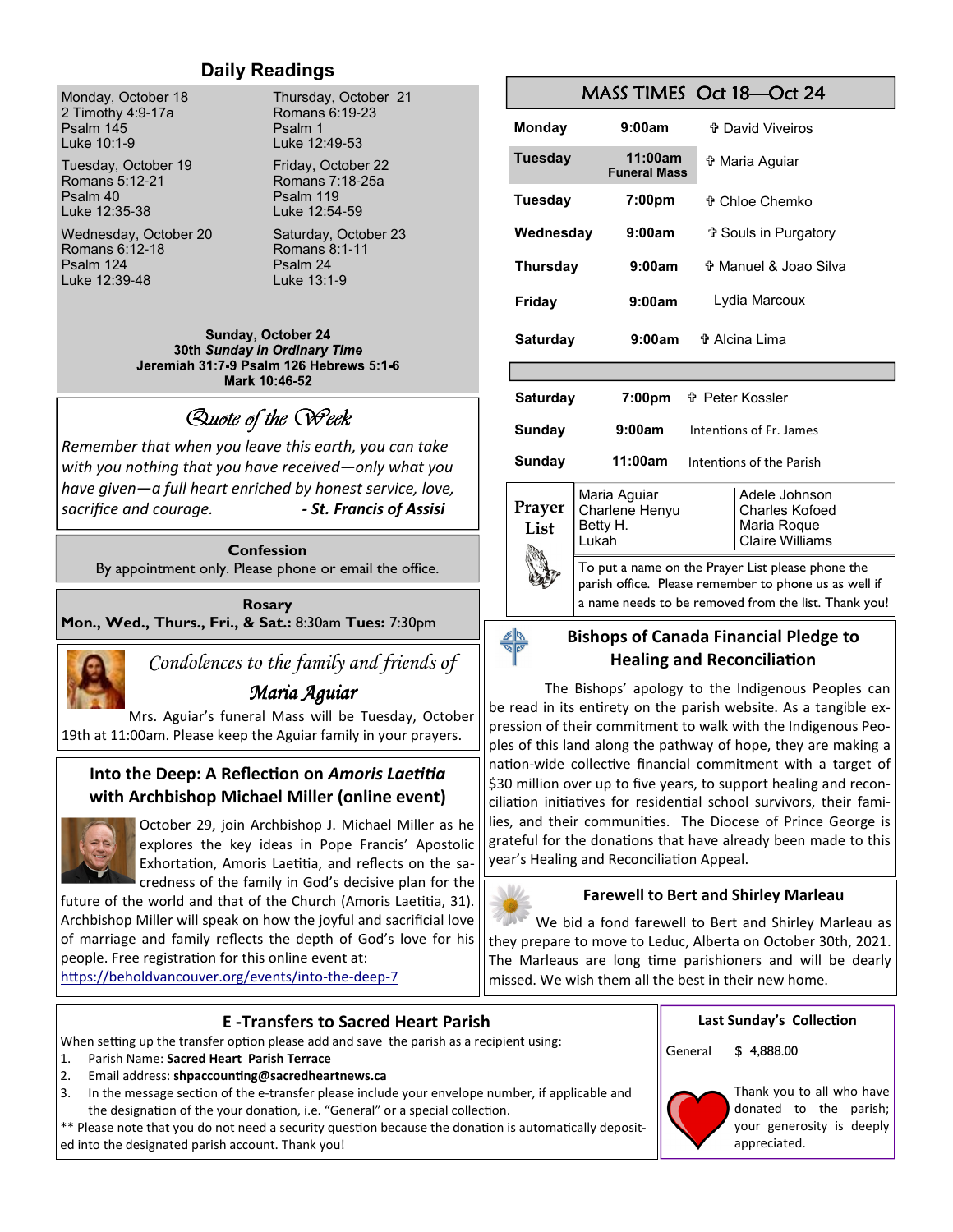## Daily Readings

Monday, October 18
2 Timothy 4:9-17a
Psalm 145
Luke 10:1-9

Tuesday, October 19
Romans 5:12-21
Psalm 40
Luke 12:35-38

Wednesday, October 20
Romans 6:12-18
Psalm 124
Luke 12:39-48

Thursday, October 21
Romans 6:19-23
Psalm 1
Luke 12:49-53

Friday, October 22
Romans 7:18-25a
Psalm 119
Luke 12:54-59

Saturday, October 23
Romans 8:1-11
Psalm 24
Luke 13:1-9

**Sunday, October 24**
**30th *Sunday in Ordinary Time***
**Jeremiah 31:7-9 Psalm 126 Hebrews 5:1-6**
**Mark 10:46-52**

### *Quote of the Week*

*Remember that when you leave this earth, you can take with you nothing that you have received—only what you have given—a full heart enriched by honest service, love, sacrifice and courage.* ***- St. Francis of Assisi***

**Confession**
By appointment only. Please phone or email the office.

**Rosary**
**Mon., Wed., Thurs., Fri., & Sat.:** 8:30am **Tues:** 7:30pm

*Condolences to the family and friends of*
***Maria Aguiar***

Mrs. Aguiar's funeral Mass will be Tuesday, October 19th at 11:00am. Please keep the Aguiar family in your prayers.

### Into the Deep: A Reflection on *Amoris Laetitia* with Archbishop Michael Miller (online event)

October 29, join Archbishop J. Michael Miller as he explores the key ideas in Pope Francis' Apostolic Exhortation, Amoris Laetitia, and reflects on the sacredness of the family in God's decisive plan for the future of the world and that of the Church (Amoris Laetitia, 31). Archbishop Miller will speak on how the joyful and sacrificial love of marriage and family reflects the depth of God's love for his people. Free registration for this online event at:
https://beholdvancouver.org/events/into-the-deep-7

## MASS TIMES Oct 18—Oct 24

| | | |
|---|---|---|
| **Monday** | **9:00am** | ✞ David Viveiros |
| **Tuesday** | **11:00am Funeral Mass** | ✞ Maria Aguiar |
| **Tuesday** | **7:00pm** | ✞ Chloe Chemko |
| **Wednesday** | **9:00am** | ✞ Souls in Purgatory |
| **Thursday** | **9:00am** | ✞ Manuel & Joao Silva |
| **Friday** | **9:00am** | Lydia Marcoux |
| **Saturday** | **9:00am** | ✞ Alcina Lima |
| **Saturday** | **7:00pm** | ✞ Peter Kossler |
| **Sunday** | **9:00am** | Intentions of Fr. James |
| **Sunday** | **11:00am** | Intentions of the Parish |

**Prayer List**

| | |
|---|---|
| Maria Aguiar | Adele Johnson |
| Charlene Henyu | Charles Kofoed |
| Betty H. | Maria Roque |
| Lukah | Claire Williams |

To put a name on the Prayer List please phone the parish office. Please remember to phone us as well if a name needs to be removed from the list. Thank you!

### Bishops of Canada Financial Pledge to Healing and Reconciliation

The Bishops' apology to the Indigenous Peoples can be read in its entirety on the parish website. As a tangible expression of their commitment to walk with the Indigenous Peoples of this land along the pathway of hope, they are making a nation-wide collective financial commitment with a target of $30 million over up to five years, to support healing and reconciliation initiatives for residential school survivors, their families, and their communities. The Diocese of Prince George is grateful for the donations that have already been made to this year's Healing and Reconciliation Appeal.

### Farewell to Bert and Shirley Marleau

We bid a fond farewell to Bert and Shirley Marleau as they prepare to move to Leduc, Alberta on October 30th, 2021. The Marleaus are long time parishioners and will be dearly missed. We wish them all the best in their new home.

### E -Transfers to Sacred Heart Parish

When setting up the transfer option please add and save the parish as a recipient using:

1. Parish Name: **Sacred Heart Parish Terrace**
2. Email address: **shpaccounting@sacredheartnews.ca**
3. In the message section of the e-transfer please include your envelope number, if applicable and the designation of the your donation, i.e. "General" or a special collection.

** Please note that you do not need a security question because the donation is automatically deposited into the designated parish account. Thank you!

**Last Sunday's Collection**

General $ 4,888.00

Thank you to all who have donated to the parish; your generosity is deeply appreciated.